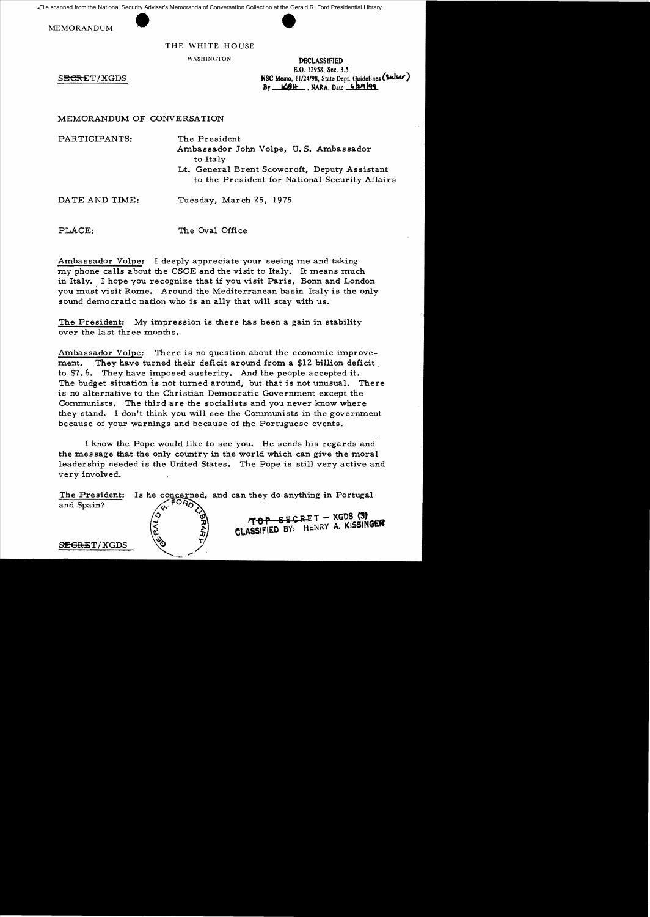File scanned from the National Security Adviser's Memoranda of Conversation Collection at the Gerald R. Ford Presidential Library

MEMORANDUM

THE WHITE HOUSE

WASHINGTON

SECRET/XGDS

DECLASSIFIED
E.O. 12958, Sec. 3.5
NSC Memo, 11/24/98, State Dept. Guidelines (State)
By KBH, NARA, Date 6/29/99

MEMORANDUM OF CONVERSATION

PARTICIPANTS: The President
Ambassador John Volpe, U.S. Ambassador to Italy
Lt. General Brent Scowcroft, Deputy Assistant to the President for National Security Affairs

DATE AND TIME: Tuesday, March 25, 1975

PLACE: The Oval Office

Ambassador Volpe: I deeply appreciate your seeing me and taking my phone calls about the CSCE and the visit to Italy. It means much in Italy. I hope you recognize that if you visit Paris, Bonn and London you must visit Rome. Around the Mediterranean basin Italy is the only sound democratic nation who is an ally that will stay with us.

The President: My impression is there has been a gain in stability over the last three months.

Ambassador Volpe: There is no question about the economic improvement. They have turned their deficit around from a $12 billion deficit to $7.6. They have imposed austerity. And the people accepted it. The budget situation is not turned around, but that is not unusual. There is no alternative to the Christian Democratic Government except the Communists. The third are the socialists and you never know where they stand. I don't think you will see the Communists in the government because of your warnings and because of the Portuguese events.

I know the Pope would like to see you. He sends his regards and the message that the only country in the world which can give the moral leadership needed is the United States. The Pope is still very active and very involved.

The President: Is he concerned, and can they do anything in Portugal and Spain?

TOP SECRET – XGDS (3)
CLASSIFIED BY: HENRY A. KISSINGER

SECRET/XGDS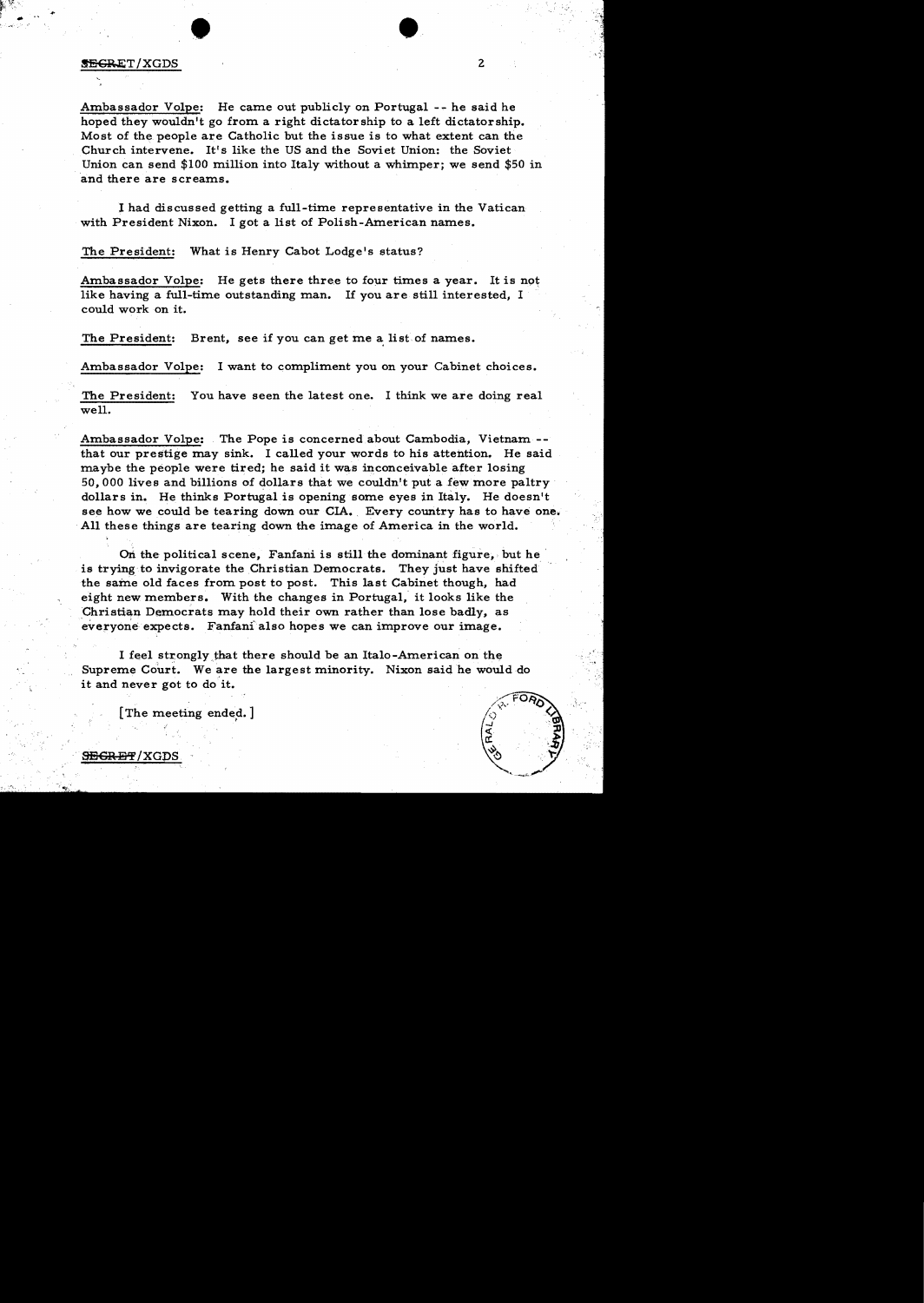Ambassador Volpe: He came out publicly on Portugal -- he said he hoped they wouldn't go from a right dictatorship to a left dictatorship. Most of the people are Catholic but the issue is to what extent can the Church intervene. It's like the US and the Soviet Union: the Soviet Union can send $100 million into Italy without a whimper; we send $50 in and there are screams.

I had discussed getting a full-time representative in the Vatican with President Nixon. I got a list of Polish-American names.

The President: What is Henry Cabot Lodge's status?

Ambassador Volpe: He gets there three to four times a year. It is not like having a full-time outstanding man. If you are still interested, I could work on it.

The President: Brent, see if you can get me a list of names.

Ambassador Volpe: I want to compliment you on your Cabinet choices.

The President: You have seen the latest one. I think we are doing real well.

Ambassador Volpe: The Pope is concerned about Cambodia, Vietnam -- that our prestige may sink. I called your words to his attention. He said maybe the people were tired; he said it was inconceivable after losing 50,000 lives and billions of dollars that we couldn't put a few more paltry dollars in. He thinks Portugal is opening some eyes in Italy. He doesn't see how we could be tearing down our CIA. Every country has to have one. All these things are tearing down the image of America in the world.

On the political scene, Fanfani is still the dominant figure, but he is trying to invigorate the Christian Democrats. They just have shifted the same old faces from post to post. This last Cabinet though, had eight new members. With the changes in Portugal, it looks like the Christian Democrats may hold their own rather than lose badly, as everyone expects. Fanfani also hopes we can improve our image.

I feel strongly that there should be an Italo-American on the Supreme Court. We are the largest minority. Nixon said he would do it and never got to do it.

[The meeting ended.]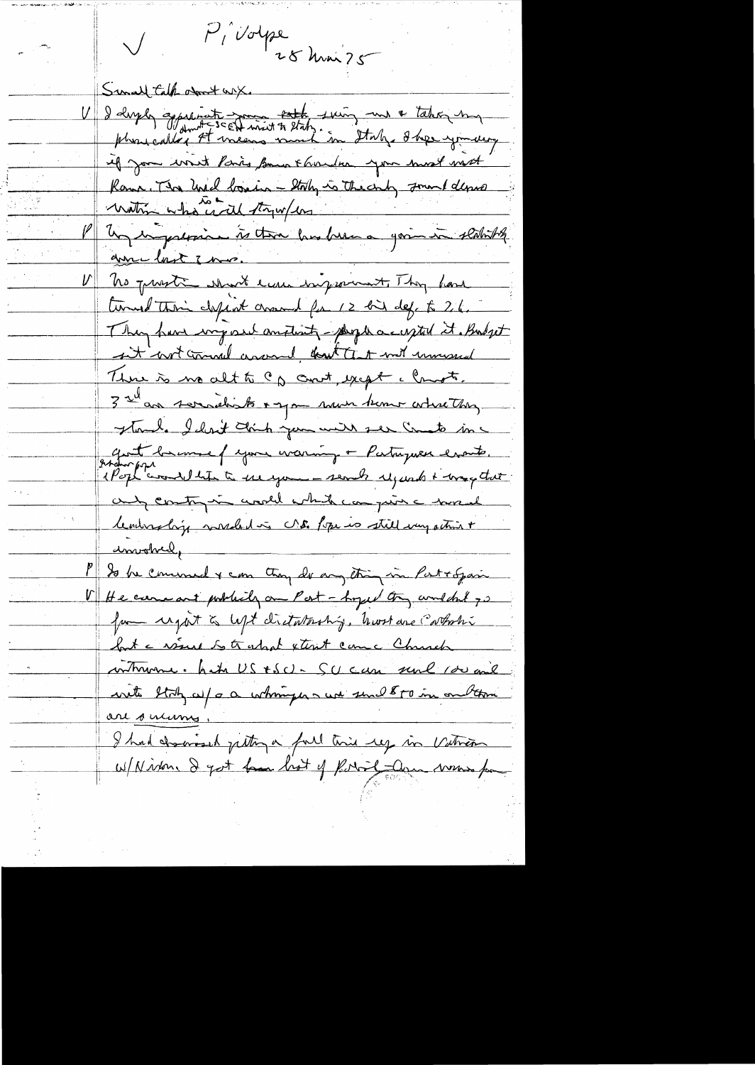√ P, Volpe
28 Mar 75

Small talk about wx.

V I deeply appreciate your [illegible] taking my phone calls. It means much [illegible] in Italy. I hope you very [illegible] if you visit Paris, Bonn & London you must visit Rome. The [illegible] - Italy is the only [illegible] [illegible] nation who [illegible] stay w/ [illegible].

P My impression is there has been a gain in stability over last 3 mos.

V No question about econ improvement. They have turned their deficit around for 12 bil def. to 2.6. They have imposed austerity - people accepted it. Budget [illegible] not turned around but that not unusual. There is no alt to CD [illegible], except [illegible] Communists. 3rd are socialists & you must know where they stand. I don't think you will see Communists in govt because of your warning - Portuguese events. [illegible] (Pope would like to see you - sends regards & says that only country in world which can give moral leadership needed is US. Pope is still very active & involved.

P So he concerned & can they do anything in Port & Spain?

V He came out publicly on Port - hoped they wouldn't go from [illegible] to left dictatorship. Most are Catholic but a [illegible] to what extent can Church intervene. [illegible] US & SU - SU can send 100 mil into Italy w/o a whimper - we send $50 [illegible] and they are [illegible].

I had [illegible] getting a full time rep in Vatican w/ Nixon. I got [illegible] [illegible] [illegible] [illegible] [illegible]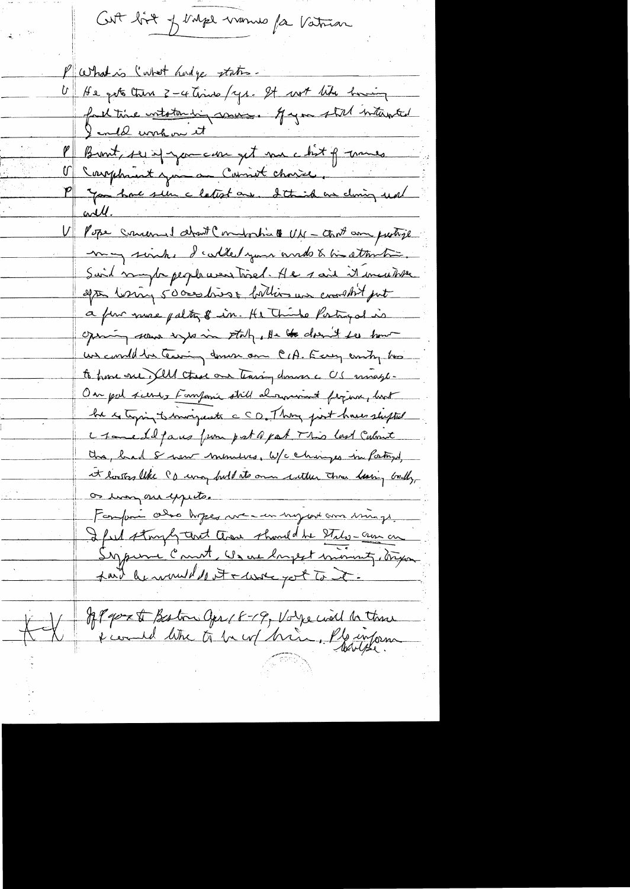Get list of Volpe names for Vatican

P What is Cabot Lodge status -

V He gets there 3-4 times/yr. It not like having full time outstanding man. If you still interested I could work on it

P Brent, see if you can get me a list of names

V Compliment you on Cabinet choice.

P You have seen a latest one. I think we doing real well.

V Pope concerned about Cambodia & VN – that our prestige may sink. I called your words to his attention. Said maybe people were tired. He said it incredible after losing 50,000 boys & billions we couldn't put a few more paltry $ in. He thinks Portugal is opening some eyes in Italy. He doesn't see how we could be tearing down our CIA. Every country has to have one. All these are tearing down a US image. On pol scene, Fanfani still dominant figure, but he is trying to invigorate a CD. They just have shifted a same old faces from post to post. This last Cabinet they had 8 new members. W/c changes in Portugal, it looks like CD may hold its own rather than losing badly, as many are expecting.

Fanfani also hopes we can maybe come in/aug.

I feel strongly that there should be Italo-American on Supreme Court. We are largest minority. Nixon said he would do it & never got to it.

K/V If I go to Boston Apr 18-19, Volpe will be there & would like to be w/ him. Pls inform Volpe.